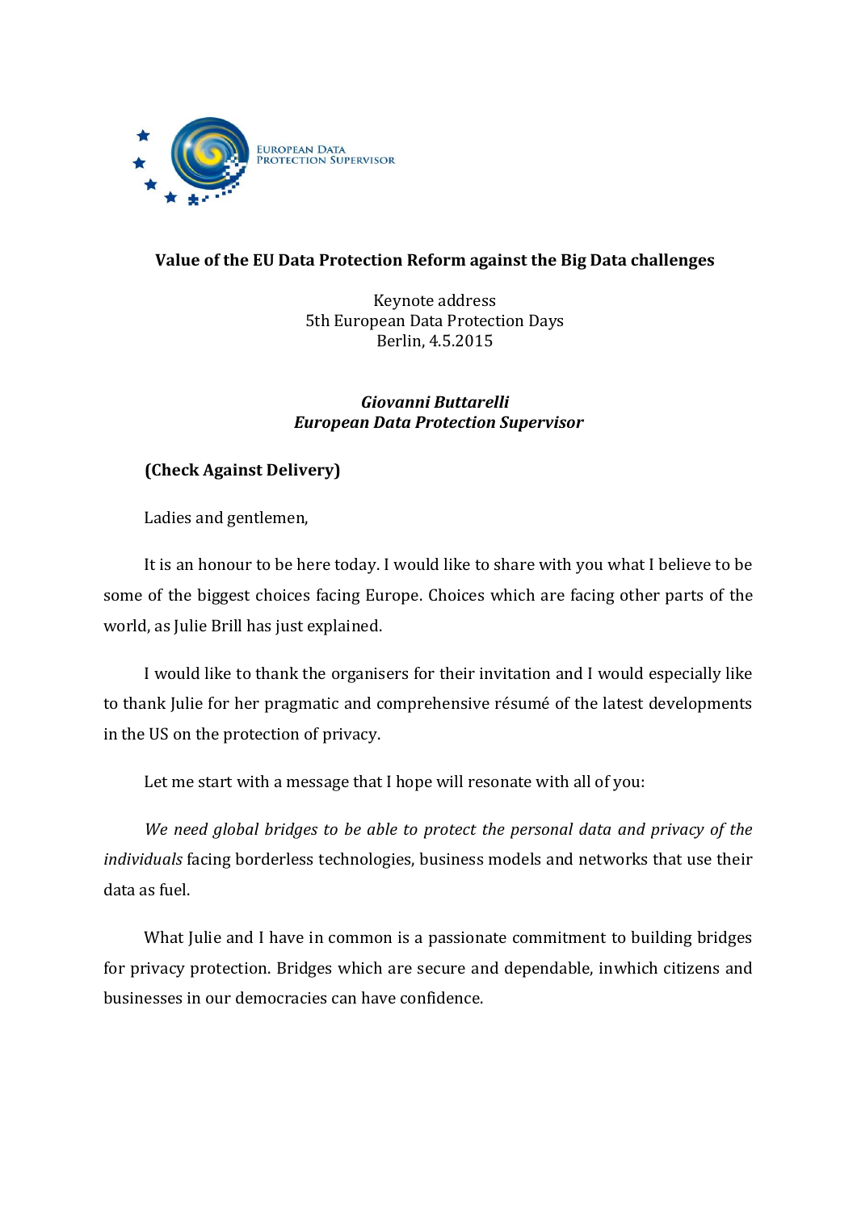EUROPEAN DATA PROTECTION SUPERVISOR

# Value of the EU Data Protection Reform against the Big Data challenges

Keynote address
5th European Data Protection Days
Berlin, 4.5.2015

***Giovanni Buttarelli***
***European Data Protection Supervisor***

**(Check Against Delivery)**

Ladies and gentlemen,

It is an honour to be here today. I would like to share with you what I believe to be some of the biggest choices facing Europe. Choices which are facing other parts of the world, as Julie Brill has just explained.

I would like to thank the organisers for their invitation and I would especially like to thank Julie for her pragmatic and comprehensive résumé of the latest developments in the US on the protection of privacy.

Let me start with a message that I hope will resonate with all of you:

*We need global bridges to be able to protect the personal data and privacy of the individuals* facing borderless technologies, business models and networks that use their data as fuel.

What Julie and I have in common is a passionate commitment to building bridges for privacy protection. Bridges which are secure and dependable, inwhich citizens and businesses in our democracies can have confidence.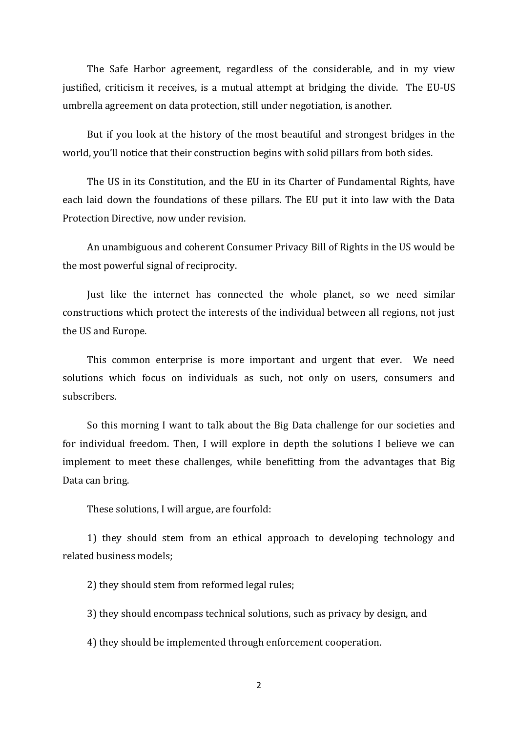The Safe Harbor agreement, regardless of the considerable, and in my view justified, criticism it receives, is a mutual attempt at bridging the divide. The EU-US umbrella agreement on data protection, still under negotiation, is another.

But if you look at the history of the most beautiful and strongest bridges in the world, you'll notice that their construction begins with solid pillars from both sides.

The US in its Constitution, and the EU in its Charter of Fundamental Rights, have each laid down the foundations of these pillars. The EU put it into law with the Data Protection Directive, now under revision.

An unambiguous and coherent Consumer Privacy Bill of Rights in the US would be the most powerful signal of reciprocity.

Just like the internet has connected the whole planet, so we need similar constructions which protect the interests of the individual between all regions, not just the US and Europe.

This common enterprise is more important and urgent that ever. We need solutions which focus on individuals as such, not only on users, consumers and subscribers.

So this morning I want to talk about the Big Data challenge for our societies and for individual freedom. Then, I will explore in depth the solutions I believe we can implement to meet these challenges, while benefitting from the advantages that Big Data can bring.

These solutions, I will argue, are fourfold:

1) they should stem from an ethical approach to developing technology and related business models;

2) they should stem from reformed legal rules;

3) they should encompass technical solutions, such as privacy by design, and

4) they should be implemented through enforcement cooperation.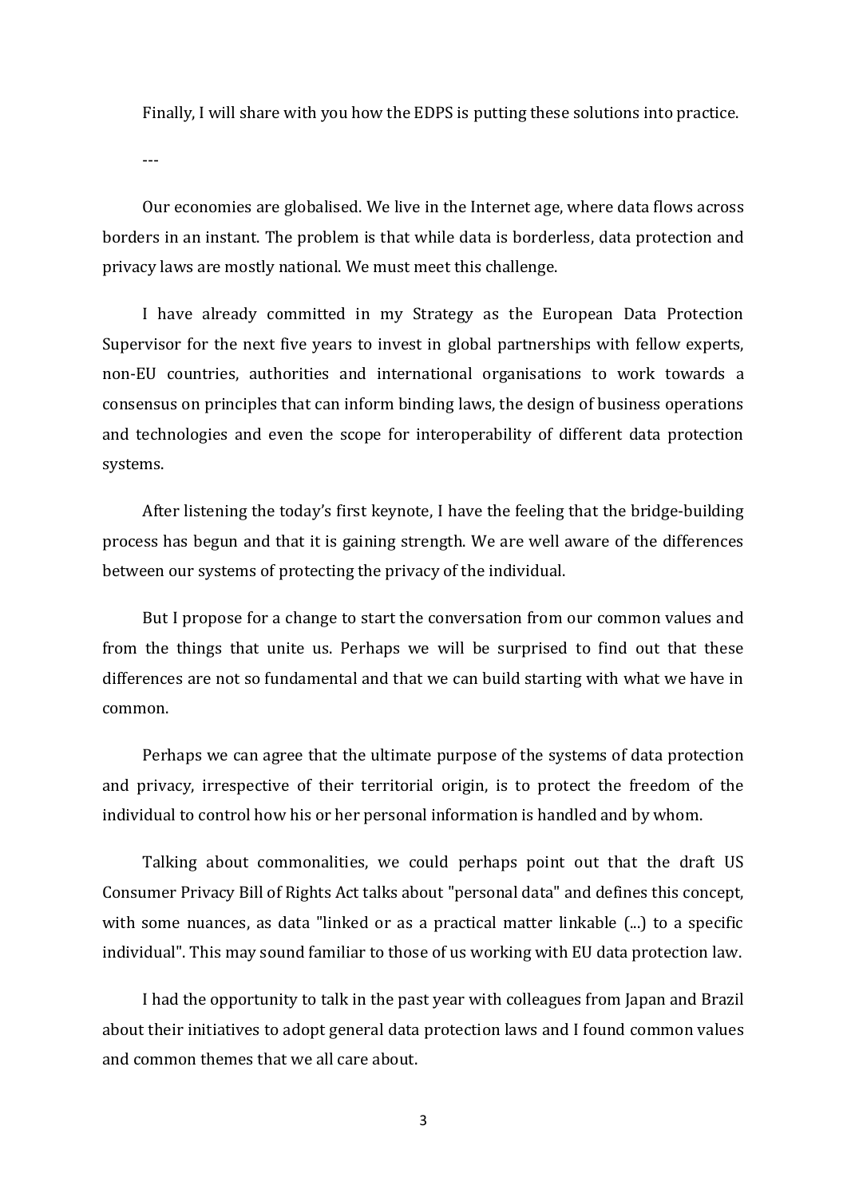Finally, I will share with you how the EDPS is putting these solutions into practice.

---

Our economies are globalised. We live in the Internet age, where data flows across borders in an instant. The problem is that while data is borderless, data protection and privacy laws are mostly national. We must meet this challenge.

I have already committed in my Strategy as the European Data Protection Supervisor for the next five years to invest in global partnerships with fellow experts, non-EU countries, authorities and international organisations to work towards a consensus on principles that can inform binding laws, the design of business operations and technologies and even the scope for interoperability of different data protection systems.

After listening the today's first keynote, I have the feeling that the bridge-building process has begun and that it is gaining strength. We are well aware of the differences between our systems of protecting the privacy of the individual.

But I propose for a change to start the conversation from our common values and from the things that unite us. Perhaps we will be surprised to find out that these differences are not so fundamental and that we can build starting with what we have in common.

Perhaps we can agree that the ultimate purpose of the systems of data protection and privacy, irrespective of their territorial origin, is to protect the freedom of the individual to control how his or her personal information is handled and by whom.

Talking about commonalities, we could perhaps point out that the draft US Consumer Privacy Bill of Rights Act talks about "personal data" and defines this concept, with some nuances, as data "linked or as a practical matter linkable (...) to a specific individual". This may sound familiar to those of us working with EU data protection law.

I had the opportunity to talk in the past year with colleagues from Japan and Brazil about their initiatives to adopt general data protection laws and I found common values and common themes that we all care about.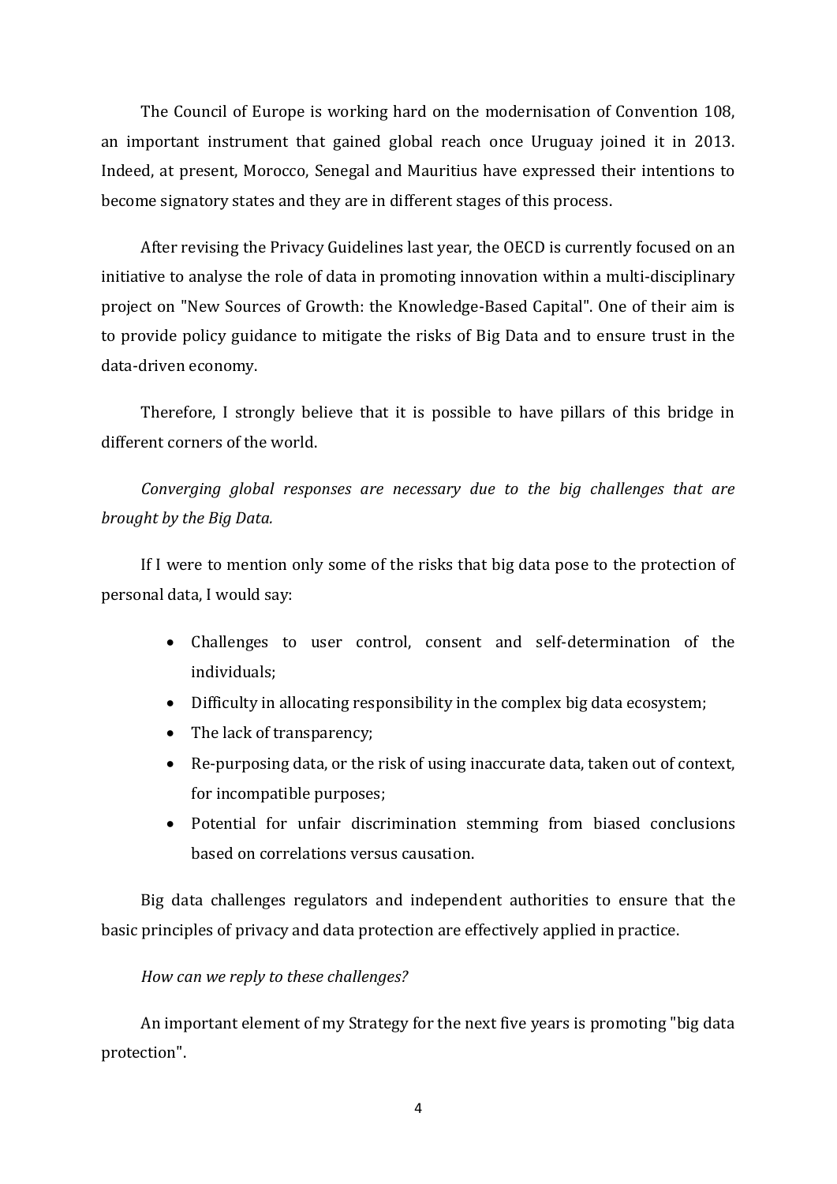The Council of Europe is working hard on the modernisation of Convention 108, an important instrument that gained global reach once Uruguay joined it in 2013. Indeed, at present, Morocco, Senegal and Mauritius have expressed their intentions to become signatory states and they are in different stages of this process.

After revising the Privacy Guidelines last year, the OECD is currently focused on an initiative to analyse the role of data in promoting innovation within a multi-disciplinary project on "New Sources of Growth: the Knowledge-Based Capital". One of their aim is to provide policy guidance to mitigate the risks of Big Data and to ensure trust in the data-driven economy.

Therefore, I strongly believe that it is possible to have pillars of this bridge in different corners of the world.

*Converging global responses are necessary due to the big challenges that are brought by the Big Data.*

If I were to mention only some of the risks that big data pose to the protection of personal data, I would say:

- Challenges to user control, consent and self-determination of the individuals;
- Difficulty in allocating responsibility in the complex big data ecosystem;
- The lack of transparency;
- Re-purposing data, or the risk of using inaccurate data, taken out of context, for incompatible purposes;
- Potential for unfair discrimination stemming from biased conclusions based on correlations versus causation.

Big data challenges regulators and independent authorities to ensure that the basic principles of privacy and data protection are effectively applied in practice.

*How can we reply to these challenges?*

An important element of my Strategy for the next five years is promoting "big data protection".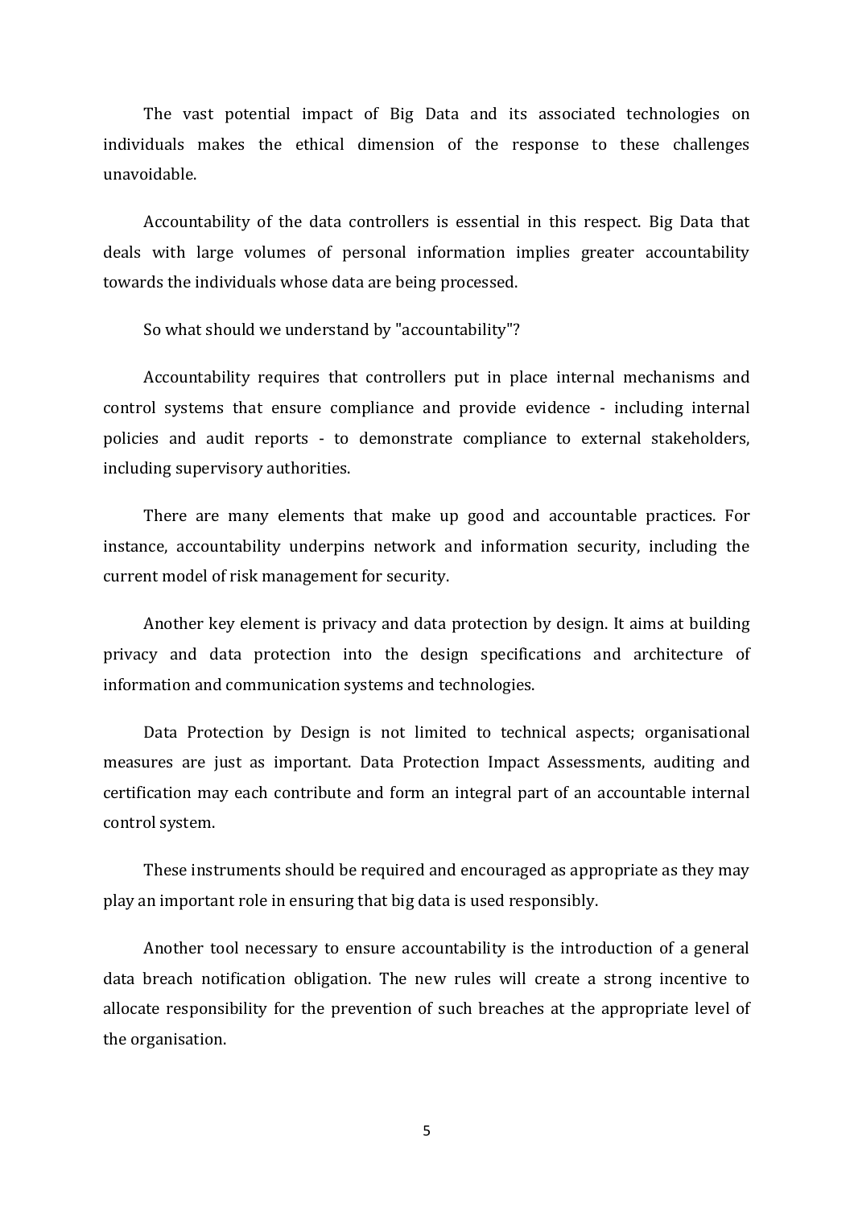The vast potential impact of Big Data and its associated technologies on individuals makes the ethical dimension of the response to these challenges unavoidable.

Accountability of the data controllers is essential in this respect. Big Data that deals with large volumes of personal information implies greater accountability towards the individuals whose data are being processed.

So what should we understand by "accountability"?

Accountability requires that controllers put in place internal mechanisms and control systems that ensure compliance and provide evidence - including internal policies and audit reports - to demonstrate compliance to external stakeholders, including supervisory authorities.

There are many elements that make up good and accountable practices. For instance, accountability underpins network and information security, including the current model of risk management for security.

Another key element is privacy and data protection by design. It aims at building privacy and data protection into the design specifications and architecture of information and communication systems and technologies.

Data Protection by Design is not limited to technical aspects; organisational measures are just as important. Data Protection Impact Assessments, auditing and certification may each contribute and form an integral part of an accountable internal control system.

These instruments should be required and encouraged as appropriate as they may play an important role in ensuring that big data is used responsibly.

Another tool necessary to ensure accountability is the introduction of a general data breach notification obligation. The new rules will create a strong incentive to allocate responsibility for the prevention of such breaches at the appropriate level of the organisation.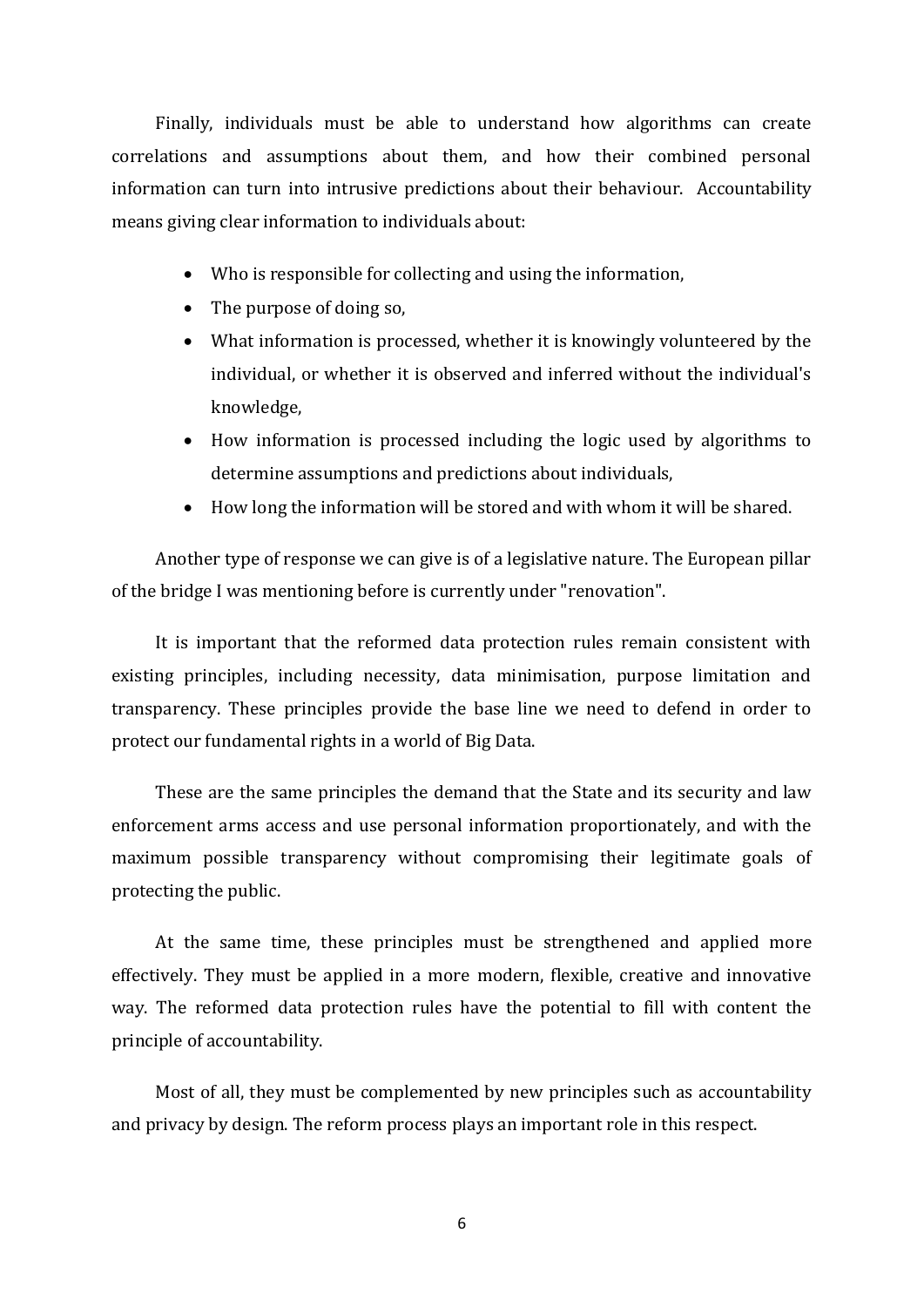Finally, individuals must be able to understand how algorithms can create correlations and assumptions about them, and how their combined personal information can turn into intrusive predictions about their behaviour. Accountability means giving clear information to individuals about:

- Who is responsible for collecting and using the information,
- The purpose of doing so,
- What information is processed, whether it is knowingly volunteered by the individual, or whether it is observed and inferred without the individual's knowledge,
- How information is processed including the logic used by algorithms to determine assumptions and predictions about individuals,
- How long the information will be stored and with whom it will be shared.

Another type of response we can give is of a legislative nature. The European pillar of the bridge I was mentioning before is currently under "renovation".

It is important that the reformed data protection rules remain consistent with existing principles, including necessity, data minimisation, purpose limitation and transparency. These principles provide the base line we need to defend in order to protect our fundamental rights in a world of Big Data.

These are the same principles the demand that the State and its security and law enforcement arms access and use personal information proportionately, and with the maximum possible transparency without compromising their legitimate goals of protecting the public.

At the same time, these principles must be strengthened and applied more effectively. They must be applied in a more modern, flexible, creative and innovative way. The reformed data protection rules have the potential to fill with content the principle of accountability.

Most of all, they must be complemented by new principles such as accountability and privacy by design. The reform process plays an important role in this respect.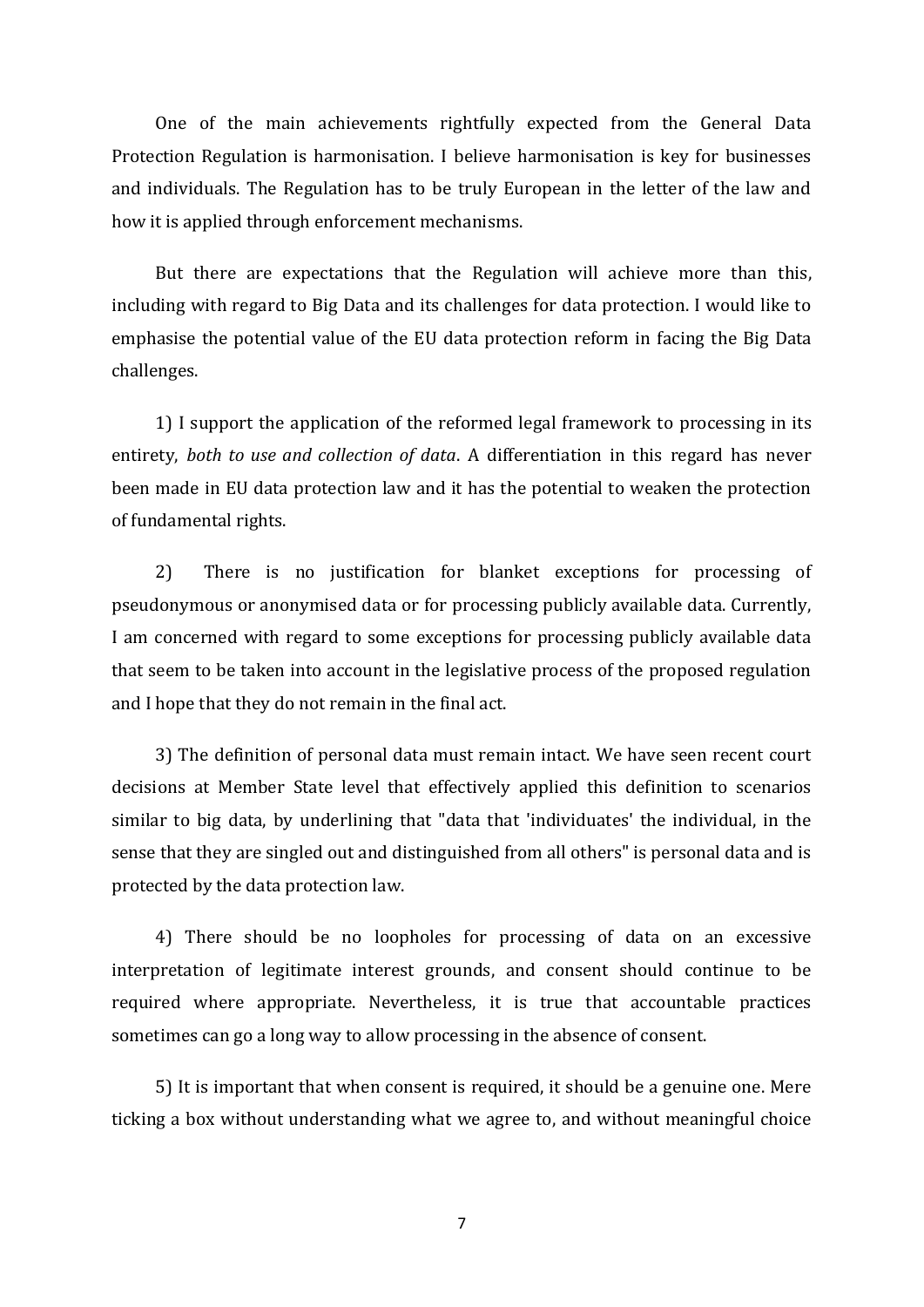One of the main achievements rightfully expected from the General Data Protection Regulation is harmonisation. I believe harmonisation is key for businesses and individuals. The Regulation has to be truly European in the letter of the law and how it is applied through enforcement mechanisms.

But there are expectations that the Regulation will achieve more than this, including with regard to Big Data and its challenges for data protection. I would like to emphasise the potential value of the EU data protection reform in facing the Big Data challenges.

1) I support the application of the reformed legal framework to processing in its entirety, *both to use and collection of data*. A differentiation in this regard has never been made in EU data protection law and it has the potential to weaken the protection of fundamental rights.

2) There is no justification for blanket exceptions for processing of pseudonymous or anonymised data or for processing publicly available data. Currently, I am concerned with regard to some exceptions for processing publicly available data that seem to be taken into account in the legislative process of the proposed regulation and I hope that they do not remain in the final act.

3) The definition of personal data must remain intact. We have seen recent court decisions at Member State level that effectively applied this definition to scenarios similar to big data, by underlining that "data that 'individuates' the individual, in the sense that they are singled out and distinguished from all others" is personal data and is protected by the data protection law.

4) There should be no loopholes for processing of data on an excessive interpretation of legitimate interest grounds, and consent should continue to be required where appropriate. Nevertheless, it is true that accountable practices sometimes can go a long way to allow processing in the absence of consent.

5) It is important that when consent is required, it should be a genuine one. Mere ticking a box without understanding what we agree to, and without meaningful choice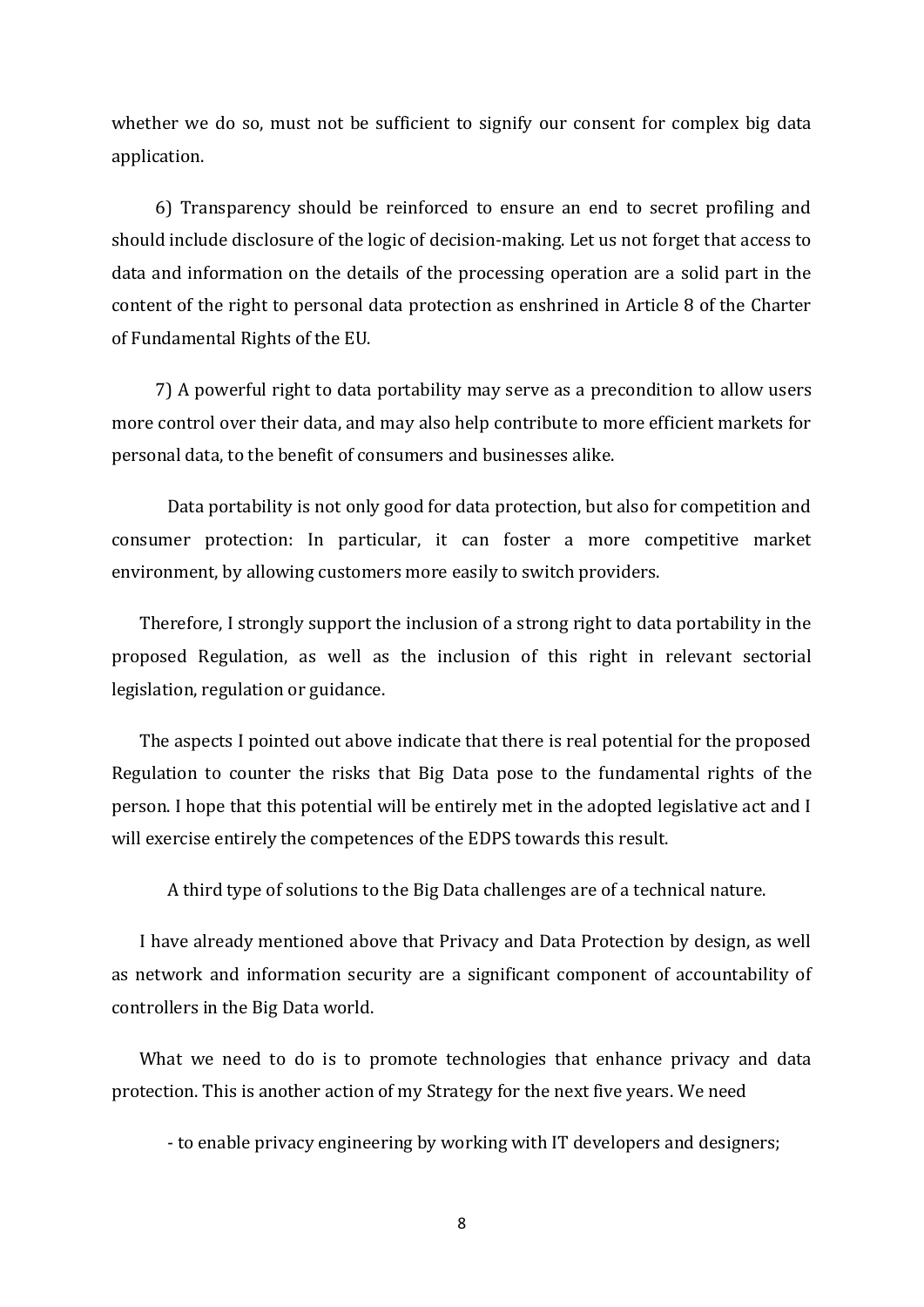whether we do so, must not be sufficient to signify our consent for complex big data application.

6) Transparency should be reinforced to ensure an end to secret profiling and should include disclosure of the logic of decision-making. Let us not forget that access to data and information on the details of the processing operation are a solid part in the content of the right to personal data protection as enshrined in Article 8 of the Charter of Fundamental Rights of the EU.

7) A powerful right to data portability may serve as a precondition to allow users more control over their data, and may also help contribute to more efficient markets for personal data, to the benefit of consumers and businesses alike.

Data portability is not only good for data protection, but also for competition and consumer protection: In particular, it can foster a more competitive market environment, by allowing customers more easily to switch providers.

Therefore, I strongly support the inclusion of a strong right to data portability in the proposed Regulation, as well as the inclusion of this right in relevant sectorial legislation, regulation or guidance.

The aspects I pointed out above indicate that there is real potential for the proposed Regulation to counter the risks that Big Data pose to the fundamental rights of the person. I hope that this potential will be entirely met in the adopted legislative act and I will exercise entirely the competences of the EDPS towards this result.

A third type of solutions to the Big Data challenges are of a technical nature.

I have already mentioned above that Privacy and Data Protection by design, as well as network and information security are a significant component of accountability of controllers in the Big Data world.

What we need to do is to promote technologies that enhance privacy and data protection. This is another action of my Strategy for the next five years. We need

- to enable privacy engineering by working with IT developers and designers;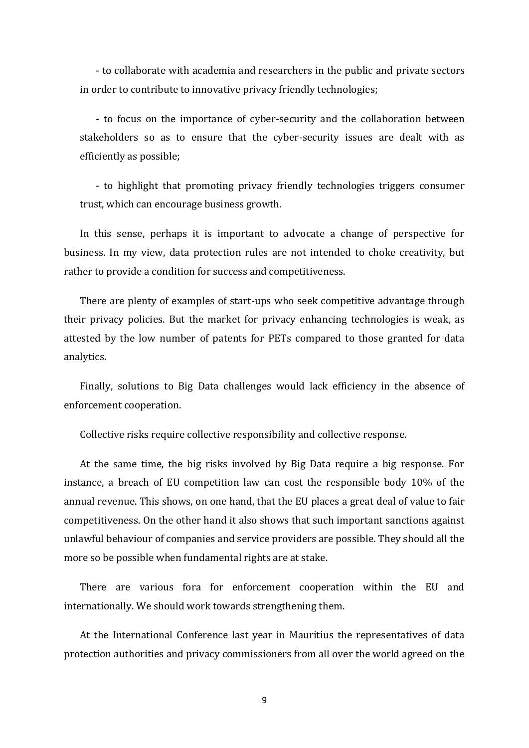- to collaborate with academia and researchers in the public and private sectors in order to contribute to innovative privacy friendly technologies;

- to focus on the importance of cyber-security and the collaboration between stakeholders so as to ensure that the cyber-security issues are dealt with as efficiently as possible;

- to highlight that promoting privacy friendly technologies triggers consumer trust, which can encourage business growth.

In this sense, perhaps it is important to advocate a change of perspective for business. In my view, data protection rules are not intended to choke creativity, but rather to provide a condition for success and competitiveness.

There are plenty of examples of start-ups who seek competitive advantage through their privacy policies. But the market for privacy enhancing technologies is weak, as attested by the low number of patents for PETs compared to those granted for data analytics.

Finally, solutions to Big Data challenges would lack efficiency in the absence of enforcement cooperation.

Collective risks require collective responsibility and collective response.

At the same time, the big risks involved by Big Data require a big response. For instance, a breach of EU competition law can cost the responsible body 10% of the annual revenue. This shows, on one hand, that the EU places a great deal of value to fair competitiveness. On the other hand it also shows that such important sanctions against unlawful behaviour of companies and service providers are possible. They should all the more so be possible when fundamental rights are at stake.

There are various fora for enforcement cooperation within the EU and internationally. We should work towards strengthening them.

At the International Conference last year in Mauritius the representatives of data protection authorities and privacy commissioners from all over the world agreed on the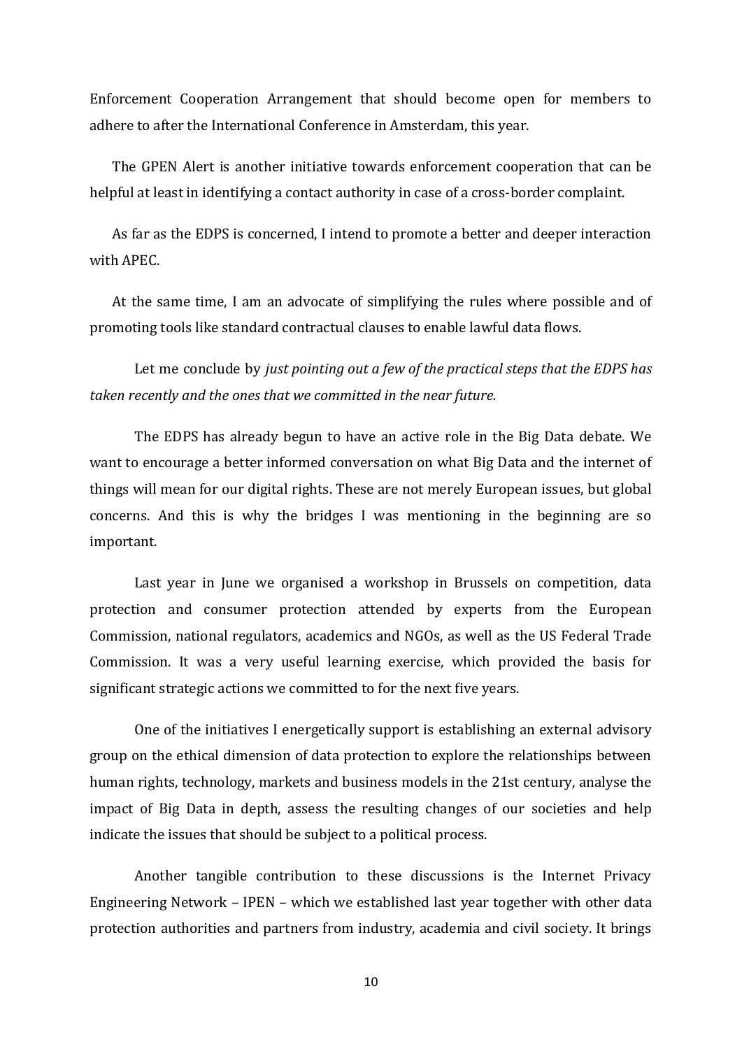Enforcement Cooperation Arrangement that should become open for members to adhere to after the International Conference in Amsterdam, this year.

The GPEN Alert is another initiative towards enforcement cooperation that can be helpful at least in identifying a contact authority in case of a cross-border complaint.

As far as the EDPS is concerned, I intend to promote a better and deeper interaction with APEC.

At the same time, I am an advocate of simplifying the rules where possible and of promoting tools like standard contractual clauses to enable lawful data flows.

Let me conclude by *just pointing out a few of the practical steps that the EDPS has taken recently and the ones that we committed in the near future.*

The EDPS has already begun to have an active role in the Big Data debate. We want to encourage a better informed conversation on what Big Data and the internet of things will mean for our digital rights. These are not merely European issues, but global concerns. And this is why the bridges I was mentioning in the beginning are so important.

Last year in June we organised a workshop in Brussels on competition, data protection and consumer protection attended by experts from the European Commission, national regulators, academics and NGOs, as well as the US Federal Trade Commission. It was a very useful learning exercise, which provided the basis for significant strategic actions we committed to for the next five years.

One of the initiatives I energetically support is establishing an external advisory group on the ethical dimension of data protection to explore the relationships between human rights, technology, markets and business models in the 21st century, analyse the impact of Big Data in depth, assess the resulting changes of our societies and help indicate the issues that should be subject to a political process.

Another tangible contribution to these discussions is the Internet Privacy Engineering Network – IPEN – which we established last year together with other data protection authorities and partners from industry, academia and civil society. It brings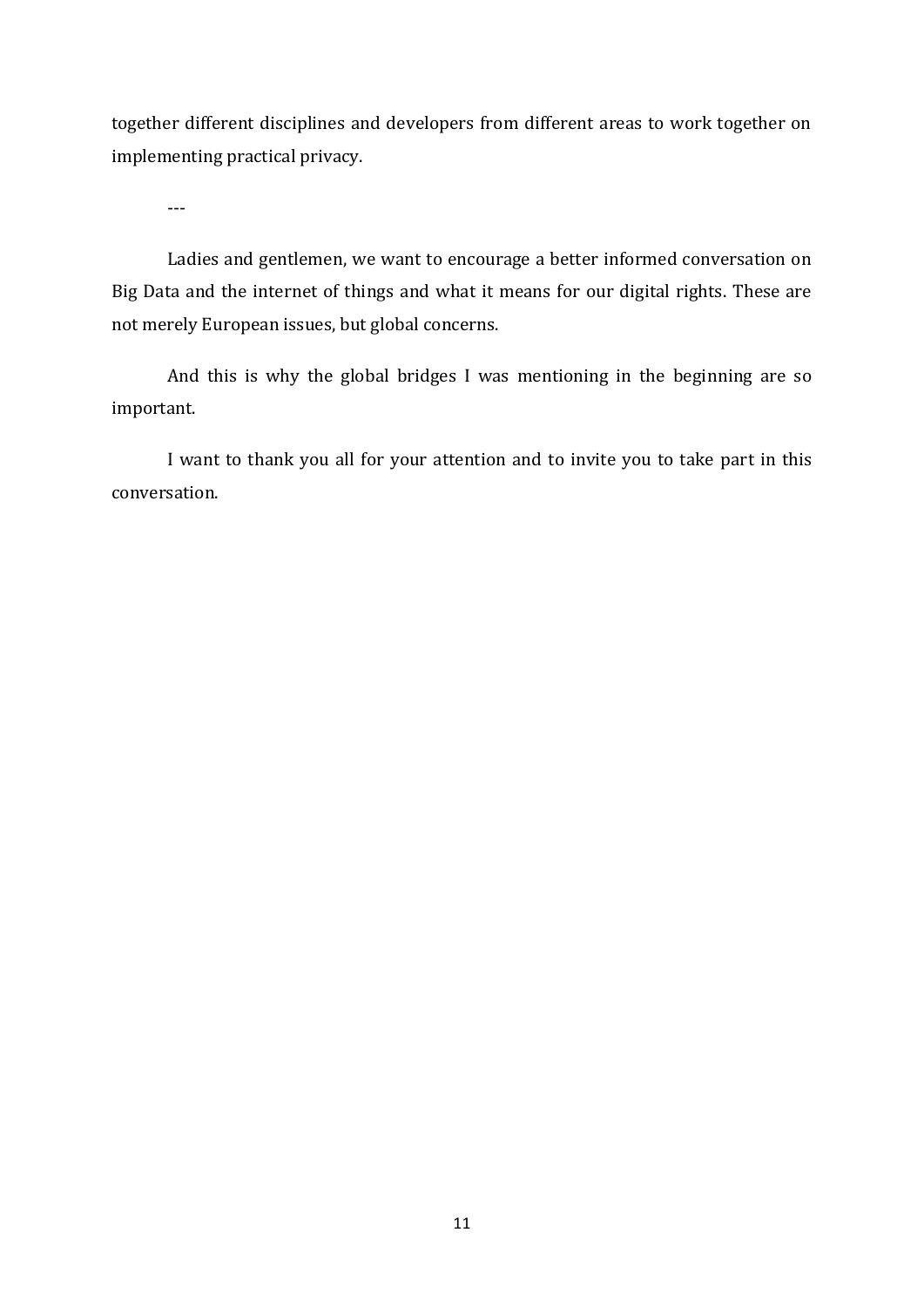together different disciplines and developers from different areas to work together on implementing practical privacy.

---

Ladies and gentlemen, we want to encourage a better informed conversation on Big Data and the internet of things and what it means for our digital rights. These are not merely European issues, but global concerns.

And this is why the global bridges I was mentioning in the beginning are so important.

I want to thank you all for your attention and to invite you to take part in this conversation.